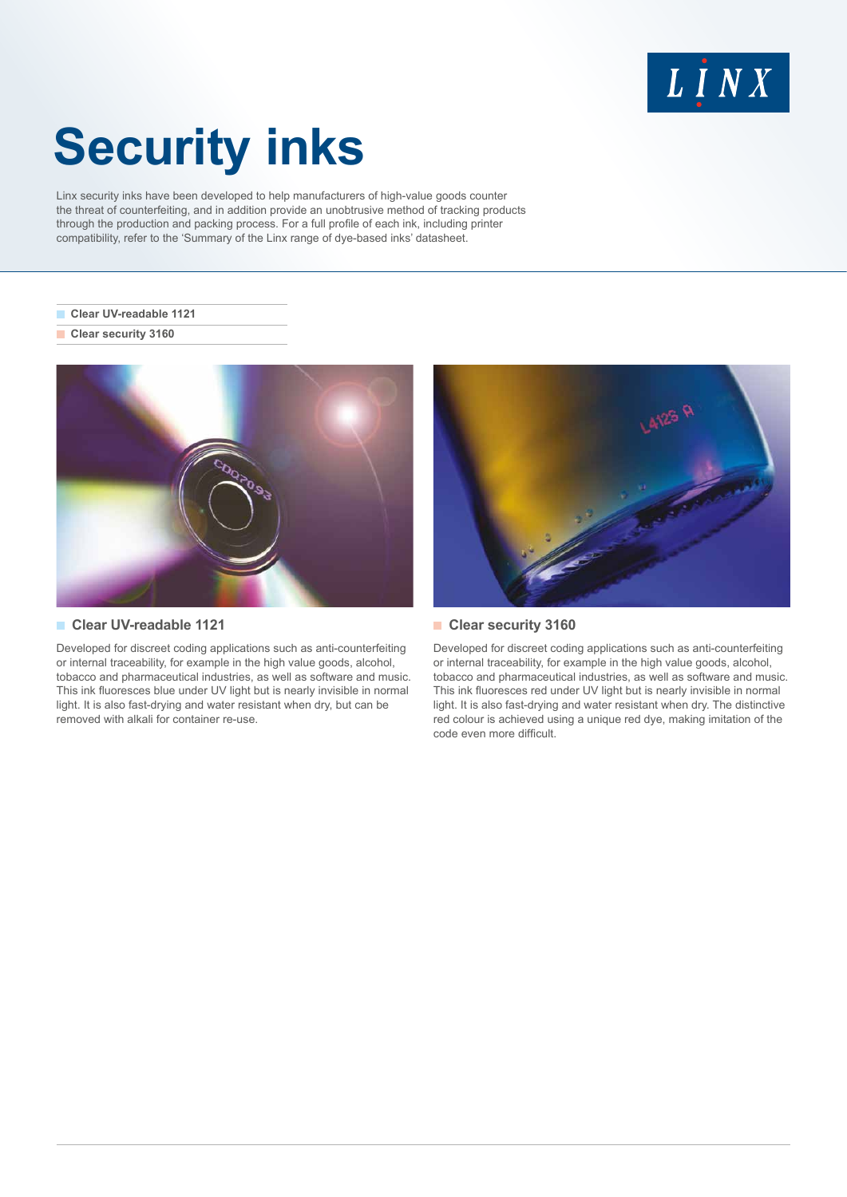# Security inks

Linx security inks have been developed to help manufacturers of high-value goods counter the threat of counterfeiting, and in addition provide an unobtrusive method of tracking products through the production and packing process. For a full profile of each ink, including printer compatibility, refer to the 'Summary of the Linx range of dye-based inks' datasheet.

- Clear UV-readable 1121
- Clear security 3160

## Clear UV-readable 1121

Developed for discreet coding applications such as anti-counterfeiting or internal traceability, for example in the high value goods, alcohol, tobacco and pharmaceutical industries, as well as software and music. This ink fluoresces blue under UV light but is nearly invisible in normal light. It is also fast-drying and water resistant when dry, but can be removed with alkali for container re-use.

## Clear security 3160

Developed for discreet coding applications such as anti-counterfeiting or internal traceability, for example in the high value goods, alcohol, tobacco and pharmaceutical industries, as well as software and music. This ink fluoresces red under UV light but is nearly invisible in normal light. It is also fast-drying and water resistant when dry. The distinctive red colour is achieved using a unique red dye, making imitation of the code even more difficult.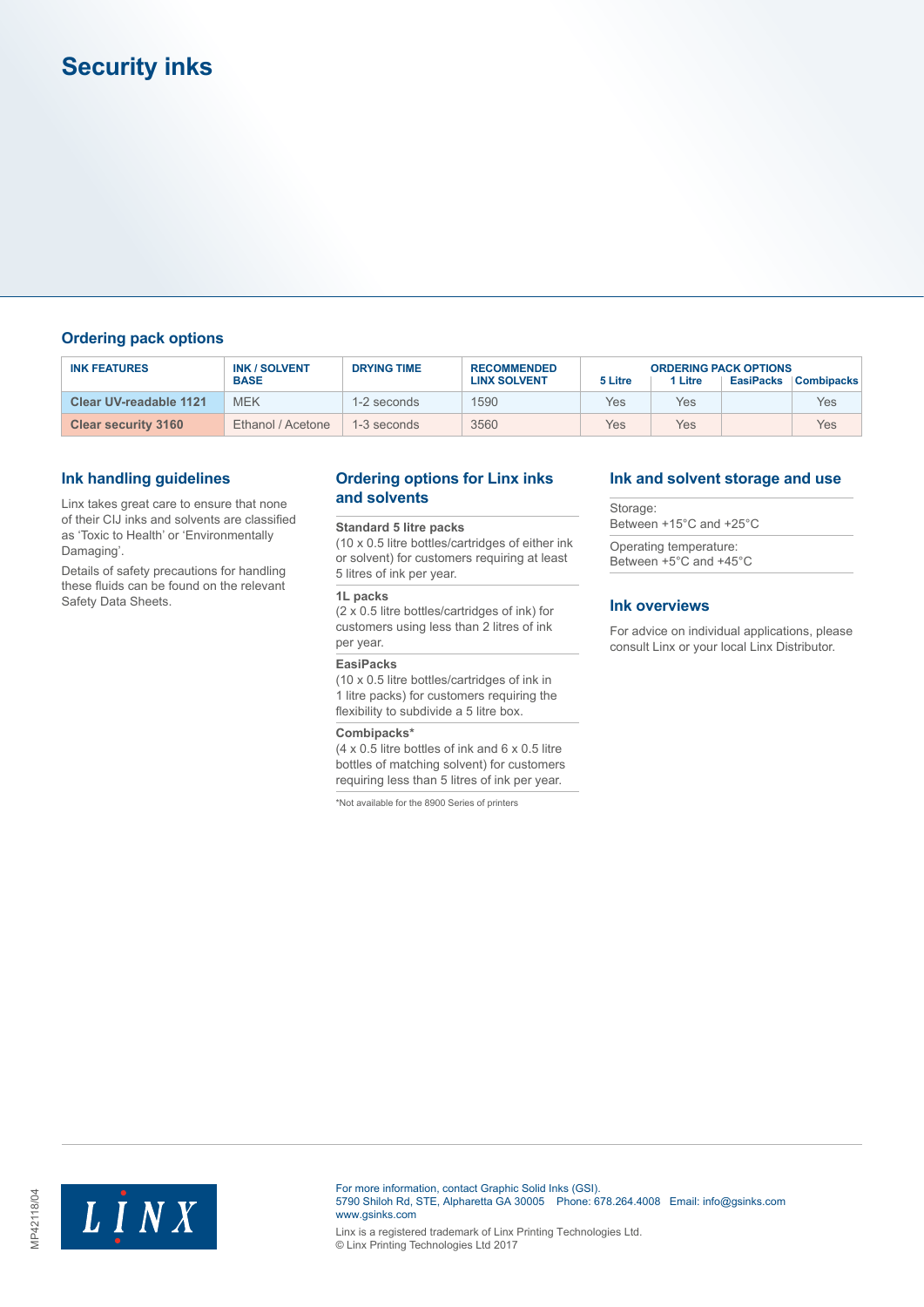# Security inks

## Ordering pack options

| INK FEATURES | INK / SOLVENT BASE | DRYING TIME | RECOMMENDED LINX SOLVENT | ORDERING PACK OPTIONS 5 Litre | 1 Litre | EasiPacks | Combipacks |
|---|---|---|---|---|---|---|---|
| **Clear UV-readable 1121** | MEK | 1-2 seconds | 1590 | Yes | Yes | | Yes |
| **Clear security 3160** | Ethanol / Acetone | 1-3 seconds | 3560 | Yes | Yes | | Yes |

## Ink handling guidelines

Linx takes great care to ensure that none of their CIJ inks and solvents are classified as 'Toxic to Health' or 'Environmentally Damaging'.

Details of safety precautions for handling these fluids can be found on the relevant Safety Data Sheets.

## Ordering options for Linx inks and solvents

**Standard 5 litre packs**
(10 x 0.5 litre bottles/cartridges of either ink or solvent) for customers requiring at least 5 litres of ink per year.

**1L packs**
(2 x 0.5 litre bottles/cartridges of ink) for customers using less than 2 litres of ink per year.

**EasiPacks**
(10 x 0.5 litre bottles/cartridges of ink in 1 litre packs) for customers requiring the flexibility to subdivide a 5 litre box.

**Combipacks***
(4 x 0.5 litre bottles of ink and 6 x 0.5 litre bottles of matching solvent) for customers requiring less than 5 litres of ink per year.

*Not available for the 8900 Series of printers

## Ink and solvent storage and use

Storage:
Between +15°C and +25°C

Operating temperature:
Between +5°C and +45°C

## Ink overviews

For advice on individual applications, please consult Linx or your local Linx Distributor.

MP4218/04

LINX

For more information, contact Graphic Solid Inks (GSI).
5790 Shiloh Rd, STE, Alpharetta GA 30005 Phone: 678.264.4008 Email: info@gsinks.com
www.gsinks.com

Linx is a registered trademark of Linx Printing Technologies Ltd.
© Linx Printing Technologies Ltd 2017